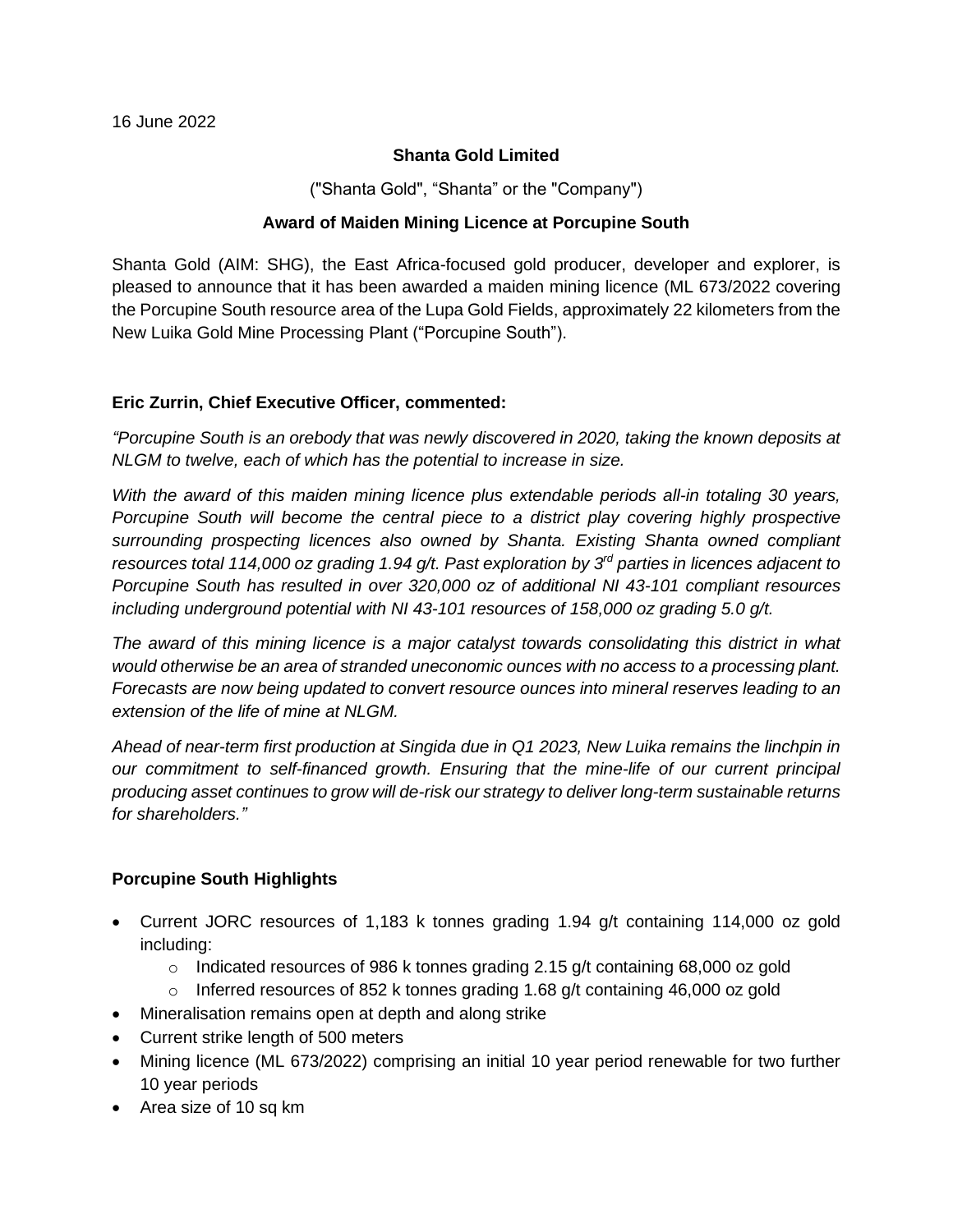16 June 2022

**Shanta Gold Limited**

("Shanta Gold", "Shanta" or the "Company")

**Award of Maiden Mining Licence at Porcupine South**

Shanta Gold (AIM: SHG), the East Africa-focused gold producer, developer and explorer, is pleased to announce that it has been awarded a maiden mining licence (ML 673/2022 covering the Porcupine South resource area of the Lupa Gold Fields, approximately 22 kilometers from the New Luika Gold Mine Processing Plant ("Porcupine South").

**Eric Zurrin, Chief Executive Officer, commented:**

*"Porcupine South is an orebody that was newly discovered in 2020, taking the known deposits at NLGM to twelve, each of which has the potential to increase in size.*

*With the award of this maiden mining licence plus extendable periods all-in totaling 30 years, Porcupine South will become the central piece to a district play covering highly prospective surrounding prospecting licences also owned by Shanta. Existing Shanta owned compliant resources total 114,000 oz grading 1.94 g/t. Past exploration by 3rd parties in licences adjacent to Porcupine South has resulted in over 320,000 oz of additional NI 43-101 compliant resources including underground potential with NI 43-101 resources of 158,000 oz grading 5.0 g/t.*

*The award of this mining licence is a major catalyst towards consolidating this district in what would otherwise be an area of stranded uneconomic ounces with no access to a processing plant. Forecasts are now being updated to convert resource ounces into mineral reserves leading to an extension of the life of mine at NLGM.*

*Ahead of near-term first production at Singida due in Q1 2023, New Luika remains the linchpin in our commitment to self-financed growth. Ensuring that the mine-life of our current principal producing asset continues to grow will de-risk our strategy to deliver long-term sustainable returns for shareholders."*

**Porcupine South Highlights**

- Current JORC resources of 1,183 k tonnes grading 1.94 g/t containing 114,000 oz gold including:
  - Indicated resources of 986 k tonnes grading 2.15 g/t containing 68,000 oz gold
  - Inferred resources of 852 k tonnes grading 1.68 g/t containing 46,000 oz gold
- Mineralisation remains open at depth and along strike
- Current strike length of 500 meters
- Mining licence (ML 673/2022) comprising an initial 10 year period renewable for two further 10 year periods
- Area size of 10 sq km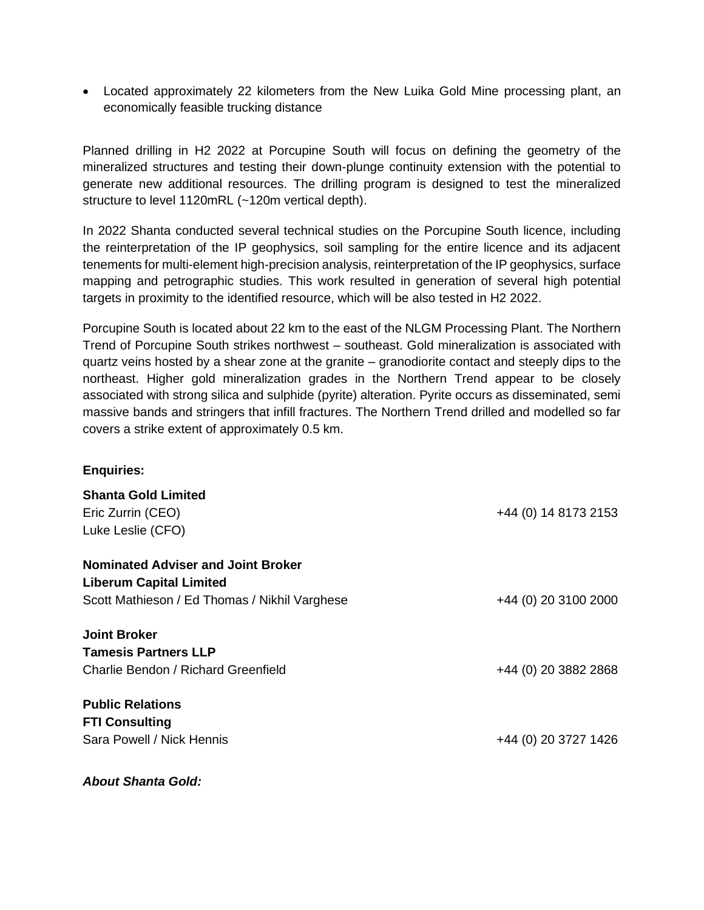- Located approximately 22 kilometers from the New Luika Gold Mine processing plant, an economically feasible trucking distance

Planned drilling in H2 2022 at Porcupine South will focus on defining the geometry of the mineralized structures and testing their down-plunge continuity extension with the potential to generate new additional resources. The drilling program is designed to test the mineralized structure to level 1120mRL (~120m vertical depth).

In 2022 Shanta conducted several technical studies on the Porcupine South licence, including the reinterpretation of the IP geophysics, soil sampling for the entire licence and its adjacent tenements for multi-element high-precision analysis, reinterpretation of the IP geophysics, surface mapping and petrographic studies. This work resulted in generation of several high potential targets in proximity to the identified resource, which will be also tested in H2 2022.

Porcupine South is located about 22 km to the east of the NLGM Processing Plant. The Northern Trend of Porcupine South strikes northwest – southeast. Gold mineralization is associated with quartz veins hosted by a shear zone at the granite – granodiorite contact and steeply dips to the northeast. Higher gold mineralization grades in the Northern Trend appear to be closely associated with strong silica and sulphide (pyrite) alteration. Pyrite occurs as disseminated, semi massive bands and stringers that infill fractures. The Northern Trend drilled and modelled so far covers a strike extent of approximately 0.5 km.

**Enquiries:**

| | |
|---|---|
| **Shanta Gold Limited** | |
| Eric Zurrin (CEO) | +44 (0) 14 8173 2153 |
| Luke Leslie (CFO) | |
| | |
| **Nominated Adviser and Joint Broker** | |
| **Liberum Capital Limited** | |
| Scott Mathieson / Ed Thomas / Nikhil Varghese | +44 (0) 20 3100 2000 |
| | |
| **Joint Broker** | |
| **Tamesis Partners LLP** | |
| Charlie Bendon / Richard Greenfield | +44 (0) 20 3882 2868 |
| | |
| **Public Relations** | |
| **FTI Consulting** | |
| Sara Powell / Nick Hennis | +44 (0) 20 3727 1426 |

***About Shanta Gold:***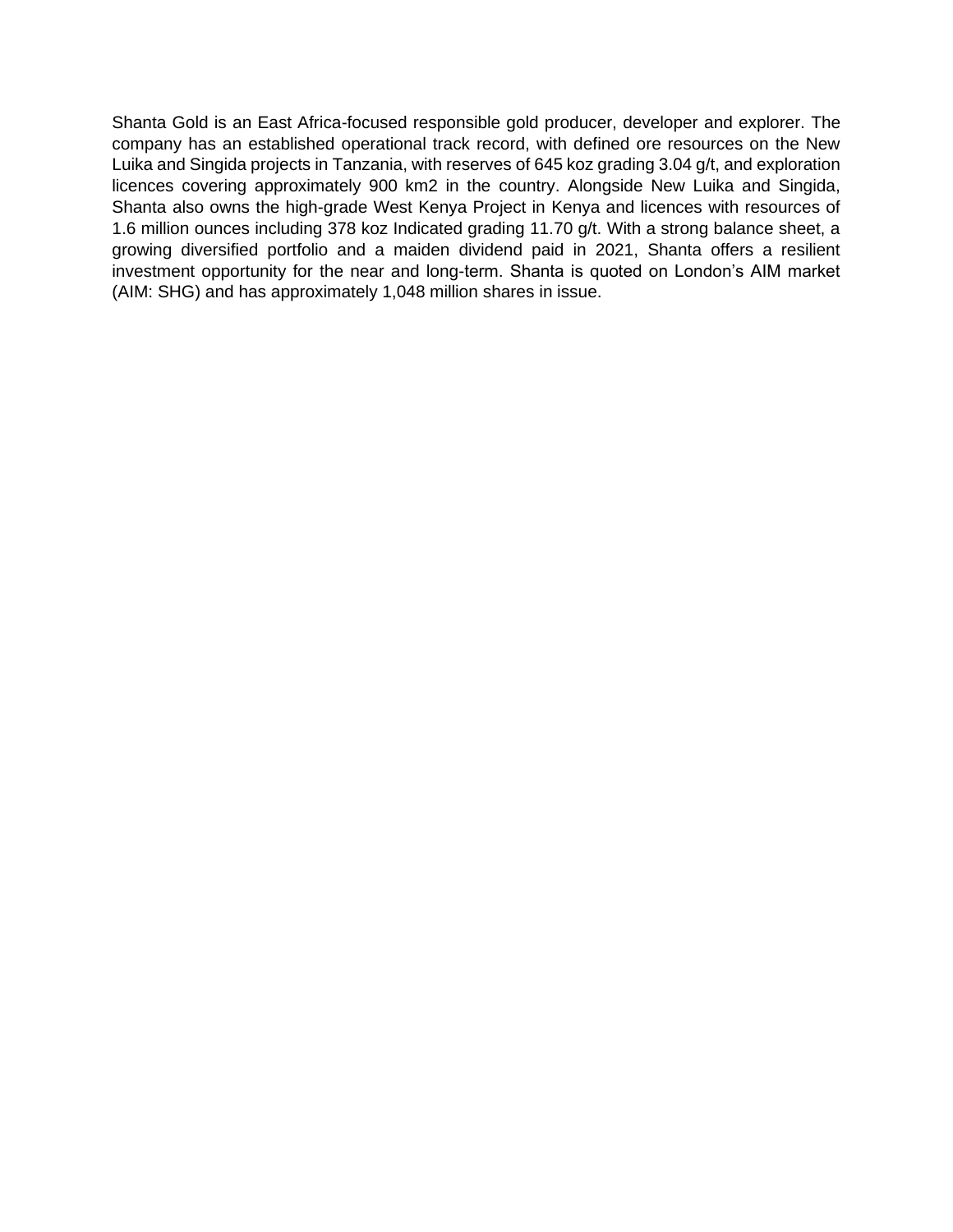Shanta Gold is an East Africa-focused responsible gold producer, developer and explorer. The company has an established operational track record, with defined ore resources on the New Luika and Singida projects in Tanzania, with reserves of 645 koz grading 3.04 g/t, and exploration licences covering approximately 900 km2 in the country. Alongside New Luika and Singida, Shanta also owns the high-grade West Kenya Project in Kenya and licences with resources of 1.6 million ounces including 378 koz Indicated grading 11.70 g/t. With a strong balance sheet, a growing diversified portfolio and a maiden dividend paid in 2021, Shanta offers a resilient investment opportunity for the near and long-term. Shanta is quoted on London's AIM market (AIM: SHG) and has approximately 1,048 million shares in issue.